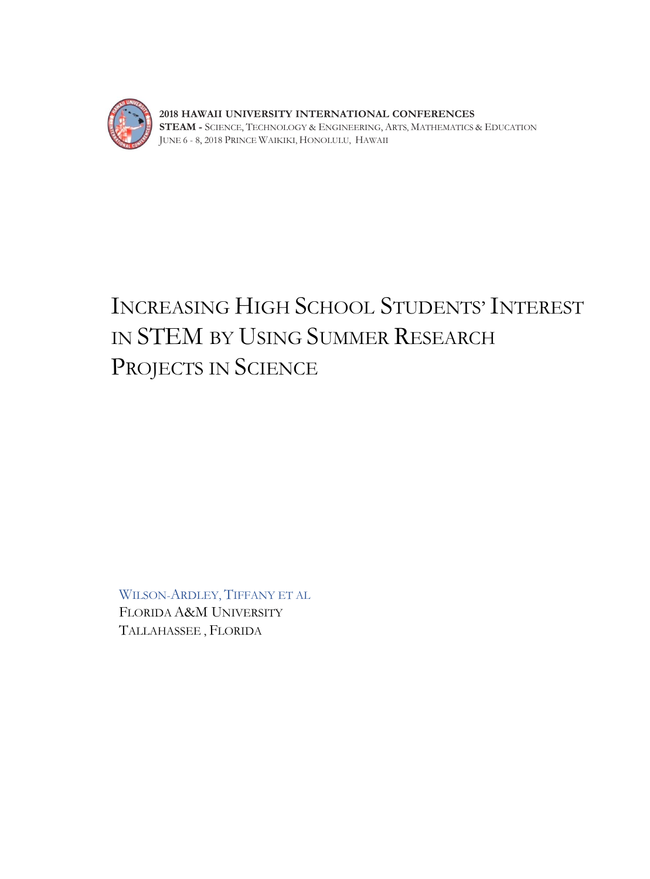2018 HAWAII UNIVERSITY INTERNATIONAL CONFERENCES
**STEAM -** SCIENCE, TECHNOLOGY & ENGINEERING, ARTS, MATHEMATICS & EDUCATION
JUNE 6 - 8, 2018 PRINCE WAIKIKI, HONOLULU, HAWAII

# INCREASING HIGH SCHOOL STUDENTS' INTEREST IN STEM BY USING SUMMER RESEARCH PROJECTS IN SCIENCE

WILSON-ARDLEY, TIFFANY ET AL
FLORIDA A&M UNIVERSITY
TALLAHASSEE , FLORIDA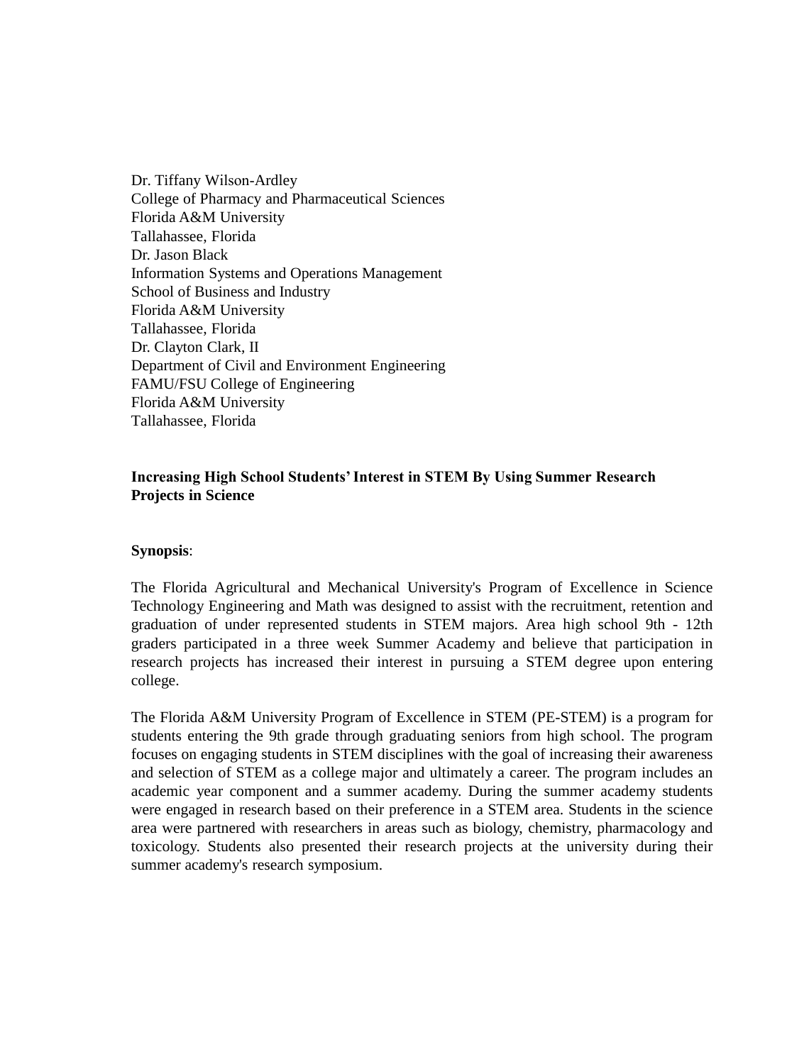Dr. Tiffany Wilson-Ardley
College of Pharmacy and Pharmaceutical Sciences
Florida A&M University
Tallahassee, Florida
Dr. Jason Black
Information Systems and Operations Management
School of Business and Industry
Florida A&M University
Tallahassee, Florida
Dr. Clayton Clark, II
Department of Civil and Environment Engineering
FAMU/FSU College of Engineering
Florida A&M University
Tallahassee, Florida

**Increasing High School Students' Interest in STEM By Using Summer Research Projects in Science**

**Synopsis**:

The Florida Agricultural and Mechanical University's Program of Excellence in Science Technology Engineering and Math was designed to assist with the recruitment, retention and graduation of under represented students in STEM majors. Area high school 9th - 12th graders participated in a three week Summer Academy and believe that participation in research projects has increased their interest in pursuing a STEM degree upon entering college.

The Florida A&M University Program of Excellence in STEM (PE-STEM) is a program for students entering the 9th grade through graduating seniors from high school. The program focuses on engaging students in STEM disciplines with the goal of increasing their awareness and selection of STEM as a college major and ultimately a career. The program includes an academic year component and a summer academy. During the summer academy students were engaged in research based on their preference in a STEM area. Students in the science area were partnered with researchers in areas such as biology, chemistry, pharmacology and toxicology. Students also presented their research projects at the university during their summer academy's research symposium.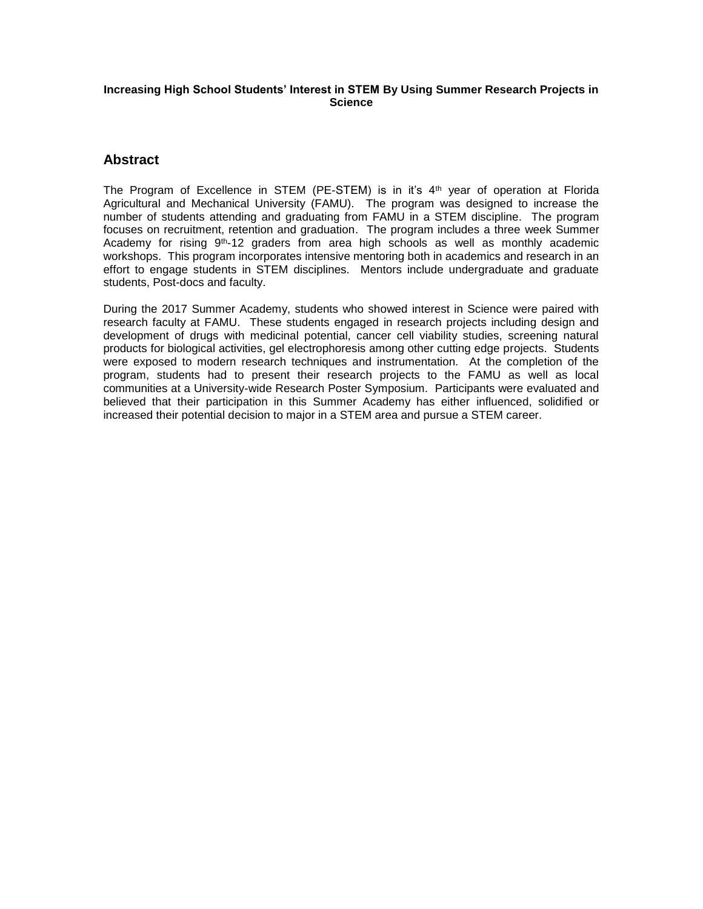**Increasing High School Students' Interest in STEM By Using Summer Research Projects in Science**

## Abstract

The Program of Excellence in STEM (PE-STEM) is in it's 4th year of operation at Florida Agricultural and Mechanical University (FAMU). The program was designed to increase the number of students attending and graduating from FAMU in a STEM discipline. The program focuses on recruitment, retention and graduation. The program includes a three week Summer Academy for rising 9th-12 graders from area high schools as well as monthly academic workshops. This program incorporates intensive mentoring both in academics and research in an effort to engage students in STEM disciplines. Mentors include undergraduate and graduate students, Post-docs and faculty.

During the 2017 Summer Academy, students who showed interest in Science were paired with research faculty at FAMU. These students engaged in research projects including design and development of drugs with medicinal potential, cancer cell viability studies, screening natural products for biological activities, gel electrophoresis among other cutting edge projects. Students were exposed to modern research techniques and instrumentation. At the completion of the program, students had to present their research projects to the FAMU as well as local communities at a University-wide Research Poster Symposium. Participants were evaluated and believed that their participation in this Summer Academy has either influenced, solidified or increased their potential decision to major in a STEM area and pursue a STEM career.